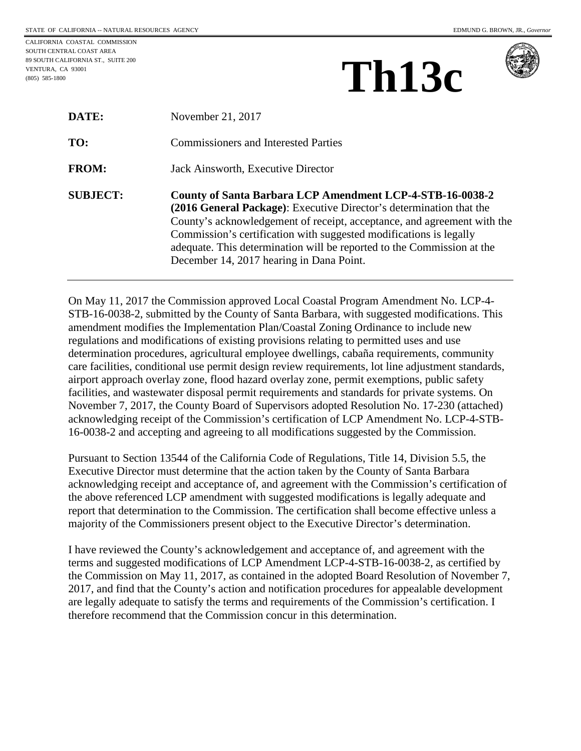STATE OF CALIFORNIA -- NATURAL RESOURCES AGENCY

EDMUND G. BROWN, JR., *Governor*

CALIFORNIA COASTAL COMMISSION
SOUTH CENTRAL COAST AREA
89 SOUTH CALIFORNIA ST., SUITE 200
VENTURA, CA 93001
(805) 585-1800

# Th13c

| | |
|---|---|
| **DATE:** | November 21, 2017 |
| **TO:** | Commissioners and Interested Parties |
| **FROM:** | Jack Ainsworth, Executive Director |
| **SUBJECT:** | **County of Santa Barbara LCP Amendment LCP-4-STB-16-0038-2 (2016 General Package)**: Executive Director's determination that the County's acknowledgement of receipt, acceptance, and agreement with the Commission's certification with suggested modifications is legally adequate. This determination will be reported to the Commission at the December 14, 2017 hearing in Dana Point. |

On May 11, 2017 the Commission approved Local Coastal Program Amendment No. LCP-4-STB-16-0038-2, submitted by the County of Santa Barbara, with suggested modifications. This amendment modifies the Implementation Plan/Coastal Zoning Ordinance to include new regulations and modifications of existing provisions relating to permitted uses and use determination procedures, agricultural employee dwellings, cabaña requirements, community care facilities, conditional use permit design review requirements, lot line adjustment standards, airport approach overlay zone, flood hazard overlay zone, permit exemptions, public safety facilities, and wastewater disposal permit requirements and standards for private systems. On November 7, 2017, the County Board of Supervisors adopted Resolution No. 17-230 (attached) acknowledging receipt of the Commission's certification of LCP Amendment No. LCP-4-STB-16-0038-2 and accepting and agreeing to all modifications suggested by the Commission.

Pursuant to Section 13544 of the California Code of Regulations, Title 14, Division 5.5, the Executive Director must determine that the action taken by the County of Santa Barbara acknowledging receipt and acceptance of, and agreement with the Commission's certification of the above referenced LCP amendment with suggested modifications is legally adequate and report that determination to the Commission. The certification shall become effective unless a majority of the Commissioners present object to the Executive Director's determination.

I have reviewed the County's acknowledgement and acceptance of, and agreement with the terms and suggested modifications of LCP Amendment LCP-4-STB-16-0038-2, as certified by the Commission on May 11, 2017, as contained in the adopted Board Resolution of November 7, 2017, and find that the County's action and notification procedures for appealable development are legally adequate to satisfy the terms and requirements of the Commission's certification. I therefore recommend that the Commission concur in this determination.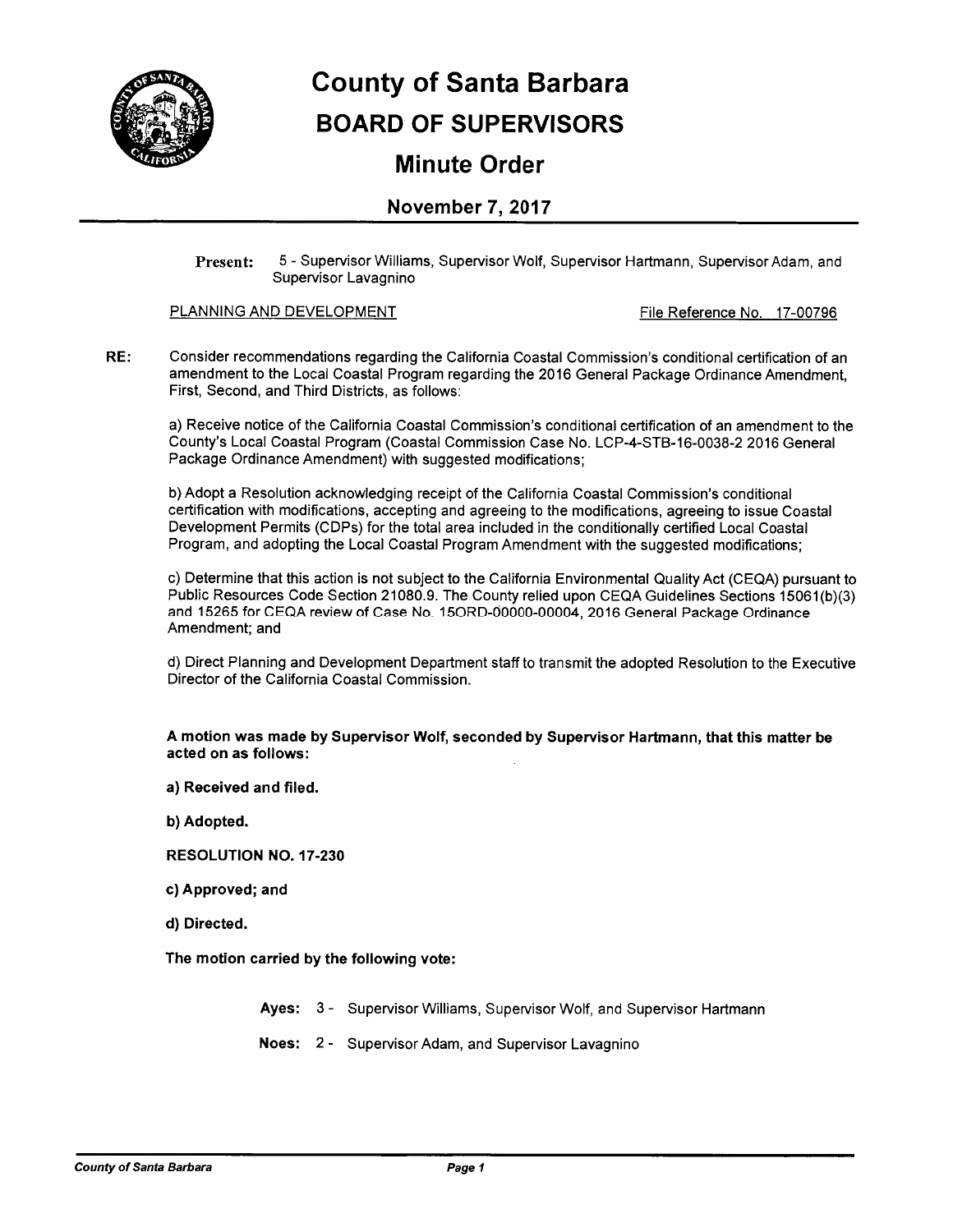# County of Santa Barbara

# BOARD OF SUPERVISORS

## Minute Order

### November 7, 2017

**Present:** 5 - Supervisor Williams, Supervisor Wolf, Supervisor Hartmann, Supervisor Adam, and Supervisor Lavagnino

PLANNING AND DEVELOPMENT File Reference No. 17-00796

**RE:** Consider recommendations regarding the California Coastal Commission's conditional certification of an amendment to the Local Coastal Program regarding the 2016 General Package Ordinance Amendment, First, Second, and Third Districts, as follows:

a) Receive notice of the California Coastal Commission's conditional certification of an amendment to the County's Local Coastal Program (Coastal Commission Case No. LCP-4-STB-16-0038-2 2016 General Package Ordinance Amendment) with suggested modifications;

b) Adopt a Resolution acknowledging receipt of the California Coastal Commission's conditional certification with modifications, accepting and agreeing to the modifications, agreeing to issue Coastal Development Permits (CDPs) for the total area included in the conditionally certified Local Coastal Program, and adopting the Local Coastal Program Amendment with the suggested modifications;

c) Determine that this action is not subject to the California Environmental Quality Act (CEQA) pursuant to Public Resources Code Section 21080.9. The County relied upon CEQA Guidelines Sections 15061(b)(3) and 15265 for CEQA review of Case No. 15ORD-00000-00004, 2016 General Package Ordinance Amendment; and

d) Direct Planning and Development Department staff to transmit the adopted Resolution to the Executive Director of the California Coastal Commission.

**A motion was made by Supervisor Wolf, seconded by Supervisor Hartmann, that this matter be acted on as follows:**

**a) Received and filed.**

**b) Adopted.**

**RESOLUTION NO. 17-230**

**c) Approved; and**

**d) Directed.**

**The motion carried by the following vote:**

**Ayes:** 3 - Supervisor Williams, Supervisor Wolf, and Supervisor Hartmann

**Noes:** 2 - Supervisor Adam, and Supervisor Lavagnino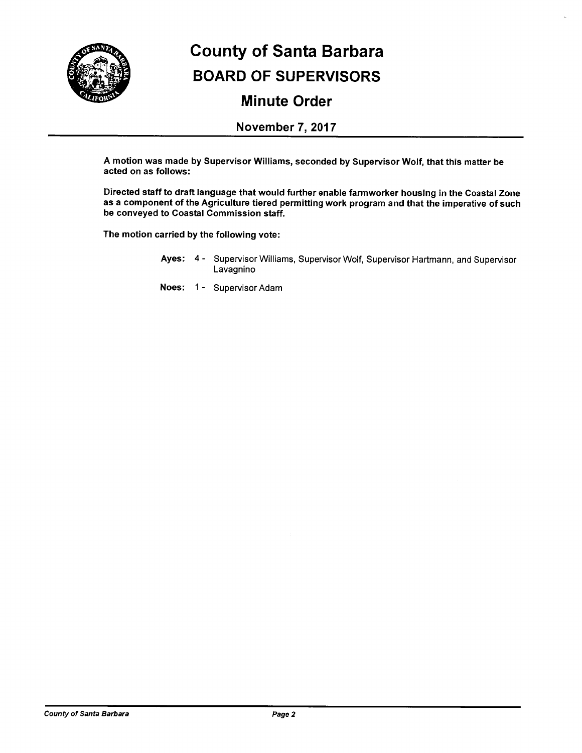# County of Santa Barbara

## BOARD OF SUPERVISORS

### Minute Order

**November 7, 2017**

**A motion was made by Supervisor Williams, seconded by Supervisor Wolf, that this matter be acted on as follows:**

**Directed staff to draft language that would further enable farmworker housing in the Coastal Zone as a component of the Agriculture tiered permitting work program and that the imperative of such be conveyed to Coastal Commission staff.**

**The motion carried by the following vote:**

**Ayes:** 4 - Supervisor Williams, Supervisor Wolf, Supervisor Hartmann, and Supervisor Lavagnino

**Noes:** 1 - Supervisor Adam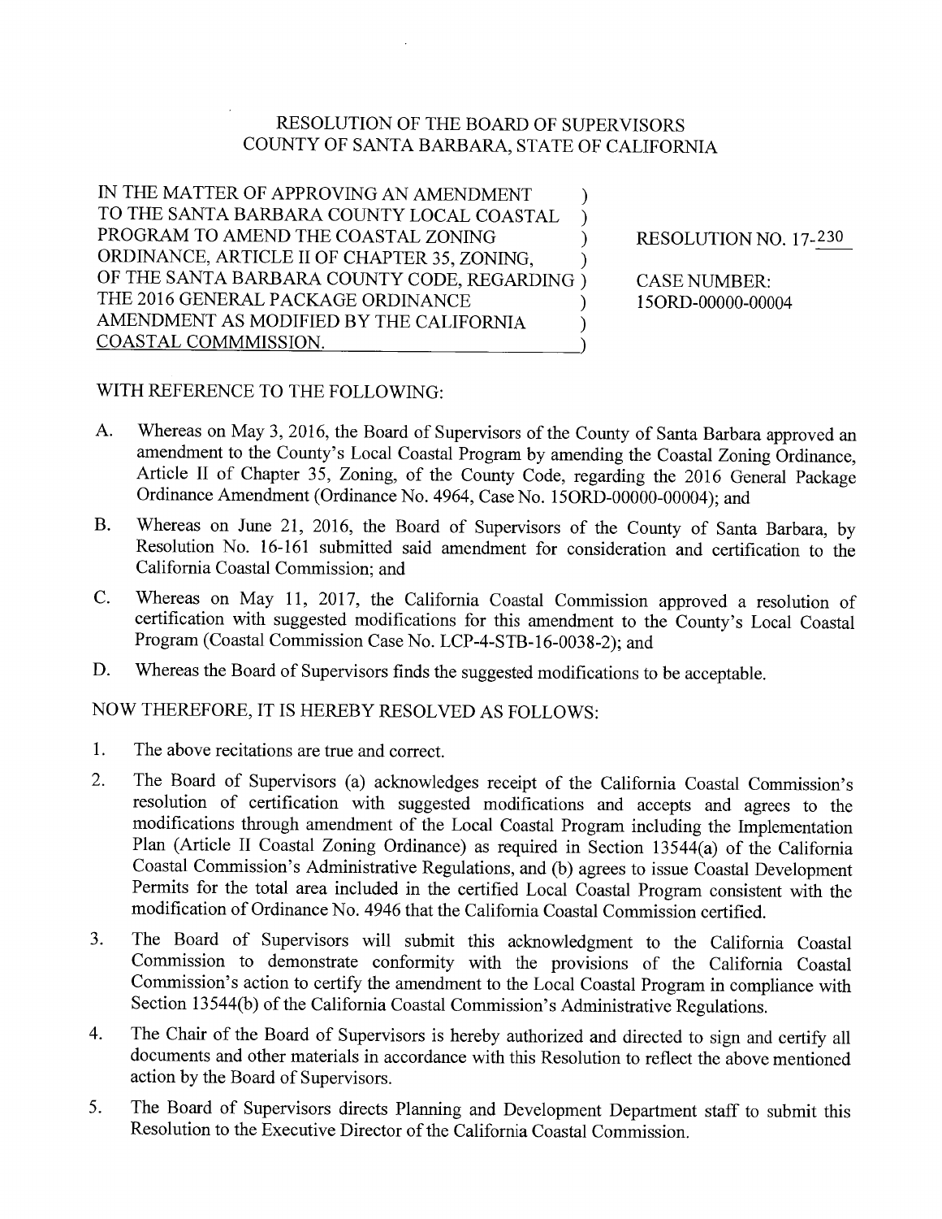# RESOLUTION OF THE BOARD OF SUPERVISORS
# COUNTY OF SANTA BARBARA, STATE OF CALIFORNIA

| | |
|---|---|
| IN THE MATTER OF APPROVING AN AMENDMENT TO THE SANTA BARBARA COUNTY LOCAL COASTAL PROGRAM TO AMEND THE COASTAL ZONING ORDINANCE, ARTICLE II OF CHAPTER 35, ZONING, OF THE SANTA BARBARA COUNTY CODE, REGARDING THE 2016 GENERAL PACKAGE ORDINANCE AMENDMENT AS MODIFIED BY THE CALIFORNIA COASTAL COMMMISSION. | RESOLUTION NO. 17-230<br><br>CASE NUMBER:<br>15ORD-00000-00004 |

WITH REFERENCE TO THE FOLLOWING:

A. Whereas on May 3, 2016, the Board of Supervisors of the County of Santa Barbara approved an amendment to the County's Local Coastal Program by amending the Coastal Zoning Ordinance, Article II of Chapter 35, Zoning, of the County Code, regarding the 2016 General Package Ordinance Amendment (Ordinance No. 4964, Case No. 15ORD-00000-00004); and

B. Whereas on June 21, 2016, the Board of Supervisors of the County of Santa Barbara, by Resolution No. 16-161 submitted said amendment for consideration and certification to the California Coastal Commission; and

C. Whereas on May 11, 2017, the California Coastal Commission approved a resolution of certification with suggested modifications for this amendment to the County's Local Coastal Program (Coastal Commission Case No. LCP-4-STB-16-0038-2); and

D. Whereas the Board of Supervisors finds the suggested modifications to be acceptable.

NOW THEREFORE, IT IS HEREBY RESOLVED AS FOLLOWS:

1. The above recitations are true and correct.

2. The Board of Supervisors (a) acknowledges receipt of the California Coastal Commission's resolution of certification with suggested modifications and accepts and agrees to the modifications through amendment of the Local Coastal Program including the Implementation Plan (Article II Coastal Zoning Ordinance) as required in Section 13544(a) of the California Coastal Commission's Administrative Regulations, and (b) agrees to issue Coastal Development Permits for the total area included in the certified Local Coastal Program consistent with the modification of Ordinance No. 4946 that the California Coastal Commission certified.

3. The Board of Supervisors will submit this acknowledgment to the California Coastal Commission to demonstrate conformity with the provisions of the California Coastal Commission's action to certify the amendment to the Local Coastal Program in compliance with Section 13544(b) of the California Coastal Commission's Administrative Regulations.

4. The Chair of the Board of Supervisors is hereby authorized and directed to sign and certify all documents and other materials in accordance with this Resolution to reflect the above mentioned action by the Board of Supervisors.

5. The Board of Supervisors directs Planning and Development Department staff to submit this Resolution to the Executive Director of the California Coastal Commission.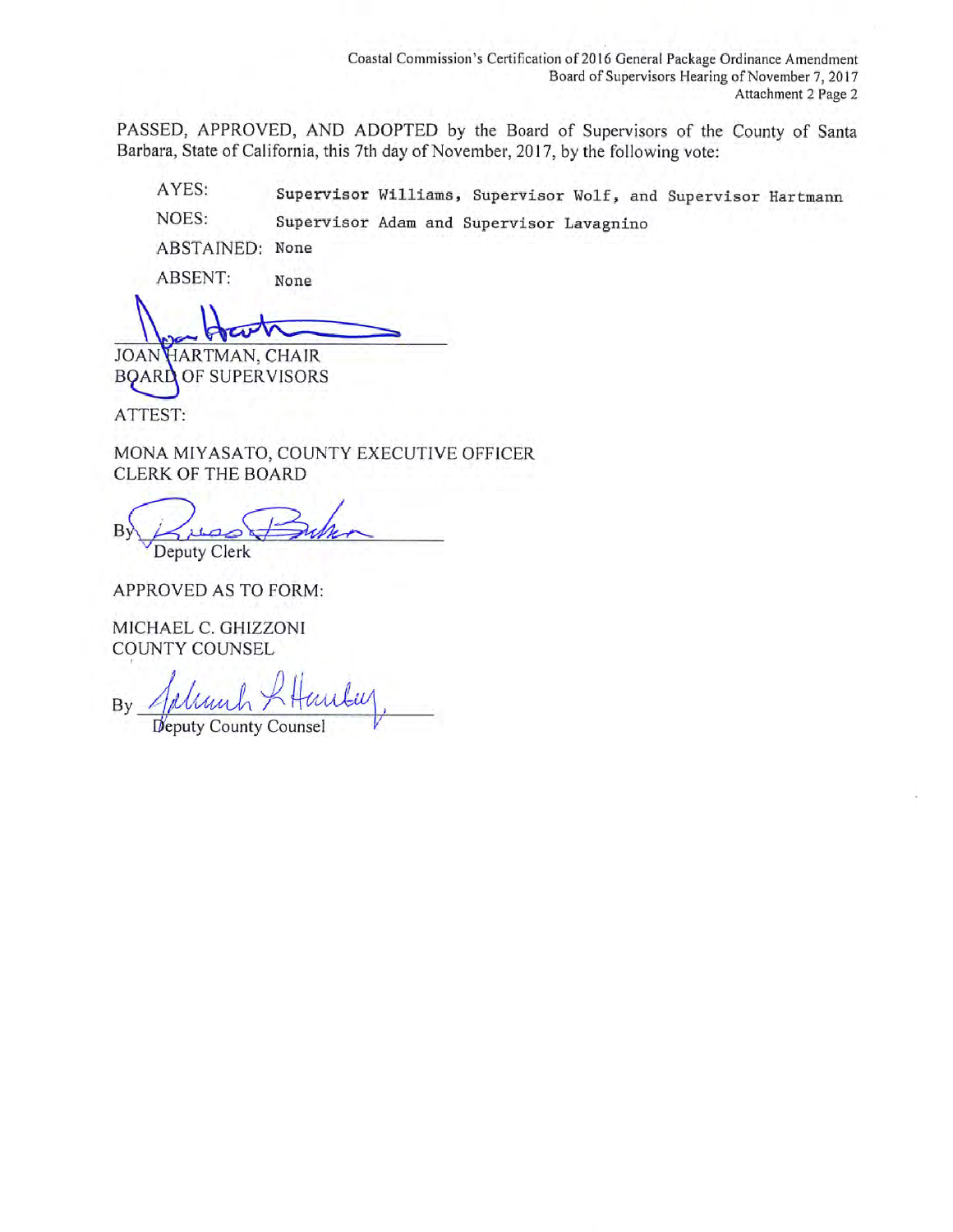PASSED, APPROVED, AND ADOPTED by the Board of Supervisors of the County of Santa Barbara, State of California, this 7th day of November, 2017, by the following vote:

AYES: Supervisor Williams, Supervisor Wolf, and Supervisor Hartmann

NOES: Supervisor Adam and Supervisor Lavagnino

ABSTAINED: None

ABSENT: None

JOAN HARTMAN, CHAIR
BOARD OF SUPERVISORS

ATTEST:

MONA MIYASATO, COUNTY EXECUTIVE OFFICER
CLERK OF THE BOARD

By ______________________
Deputy Clerk

APPROVED AS TO FORM:

MICHAEL C. GHIZZONI
COUNTY COUNSEL

By ______________________
Deputy County Counsel